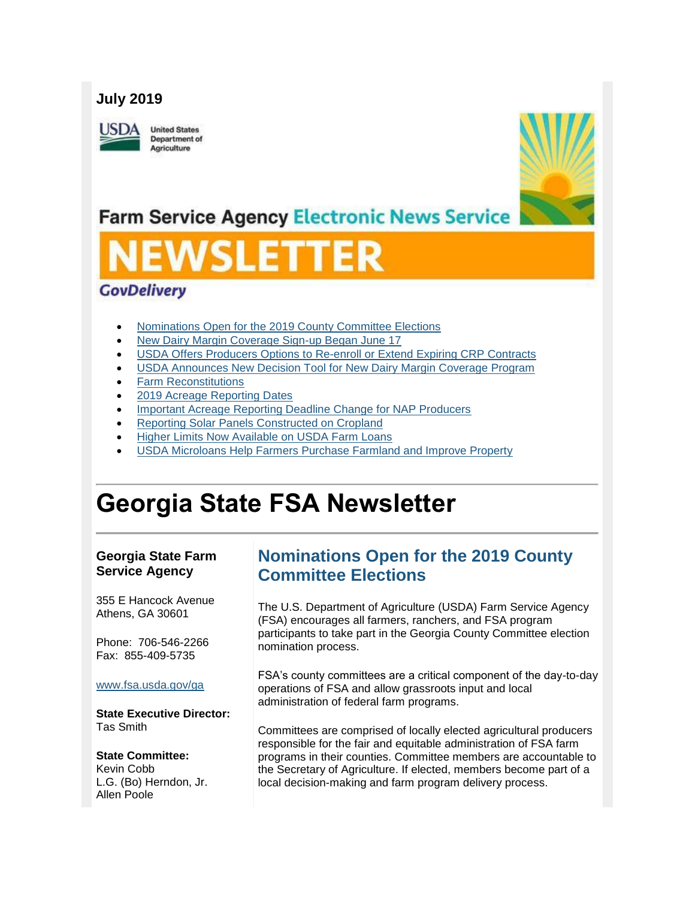**July 2019**

United States Department of Agriculture

Farm Service Agency Electronic News Service

# NEWSLETTER

GovDelivery

- Nominations Open for the 2019 County Committee Elections
- New Dairy Margin Coverage Sign-up Began June 17
- USDA Offers Producers Options to Re-enroll or Extend Expiring CRP Contracts
- USDA Announces New Decision Tool for New Dairy Margin Coverage Program
- Farm Reconstitutions
- 2019 Acreage Reporting Dates
- Important Acreage Reporting Deadline Change for NAP Producers
- Reporting Solar Panels Constructed on Cropland
- Higher Limits Now Available on USDA Farm Loans
- USDA Microloans Help Farmers Purchase Farmland and Improve Property

# Georgia State FSA Newsletter

**Georgia State Farm Service Agency**

355 E Hancock Avenue
Athens, GA 30601

Phone: 706-546-2266
Fax: 855-409-5735

www.fsa.usda.gov/ga

**State Executive Director:**
Tas Smith

**State Committee:**
Kevin Cobb
L.G. (Bo) Herndon, Jr.
Allen Poole

## Nominations Open for the 2019 County Committee Elections

The U.S. Department of Agriculture (USDA) Farm Service Agency (FSA) encourages all farmers, ranchers, and FSA program participants to take part in the Georgia County Committee election nomination process.

FSA's county committees are a critical component of the day-to-day operations of FSA and allow grassroots input and local administration of federal farm programs.

Committees are comprised of locally elected agricultural producers responsible for the fair and equitable administration of FSA farm programs in their counties. Committee members are accountable to the Secretary of Agriculture. If elected, members become part of a local decision-making and farm program delivery process.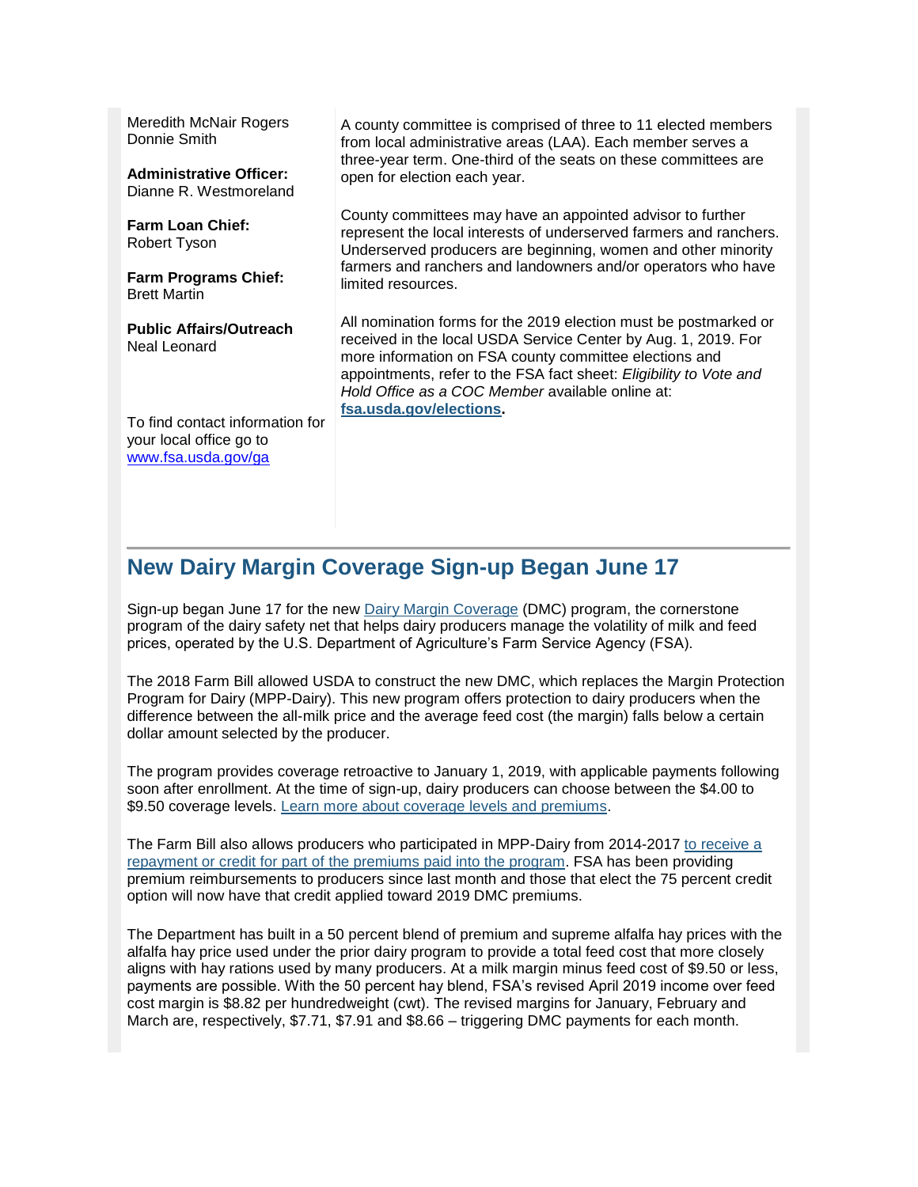Meredith McNair Rogers
Donnie Smith

**Administrative Officer:**
Dianne R. Westmoreland

**Farm Loan Chief:**
Robert Tyson

**Farm Programs Chief:**
Brett Martin

**Public Affairs/Outreach**
Neal Leonard

To find contact information for your local office go to [www.fsa.usda.gov/ga](www.fsa.usda.gov/ga)

A county committee is comprised of three to 11 elected members from local administrative areas (LAA). Each member serves a three-year term. One-third of the seats on these committees are open for election each year.

County committees may have an appointed advisor to further represent the local interests of underserved farmers and ranchers. Underserved producers are beginning, women and other minority farmers and ranchers and landowners and/or operators who have limited resources.

All nomination forms for the 2019 election must be postmarked or received in the local USDA Service Center by Aug. 1, 2019. For more information on FSA county committee elections and appointments, refer to the FSA fact sheet: *Eligibility to Vote and Hold Office as a COC Member* available online at: **fsa.usda.gov/elections**.

## New Dairy Margin Coverage Sign-up Began June 17

Sign-up began June 17 for the new Dairy Margin Coverage (DMC) program, the cornerstone program of the dairy safety net that helps dairy producers manage the volatility of milk and feed prices, operated by the U.S. Department of Agriculture's Farm Service Agency (FSA).

The 2018 Farm Bill allowed USDA to construct the new DMC, which replaces the Margin Protection Program for Dairy (MPP-Dairy). This new program offers protection to dairy producers when the difference between the all-milk price and the average feed cost (the margin) falls below a certain dollar amount selected by the producer.

The program provides coverage retroactive to January 1, 2019, with applicable payments following soon after enrollment. At the time of sign-up, dairy producers can choose between the $4.00 to $9.50 coverage levels. Learn more about coverage levels and premiums.

The Farm Bill also allows producers who participated in MPP-Dairy from 2014-2017 to receive a repayment or credit for part of the premiums paid into the program. FSA has been providing premium reimbursements to producers since last month and those that elect the 75 percent credit option will now have that credit applied toward 2019 DMC premiums.

The Department has built in a 50 percent blend of premium and supreme alfalfa hay prices with the alfalfa hay price used under the prior dairy program to provide a total feed cost that more closely aligns with hay rations used by many producers. At a milk margin minus feed cost of $9.50 or less, payments are possible. With the 50 percent hay blend, FSA's revised April 2019 income over feed cost margin is $8.82 per hundredweight (cwt). The revised margins for January, February and March are, respectively, $7.71, $7.91 and $8.66 – triggering DMC payments for each month.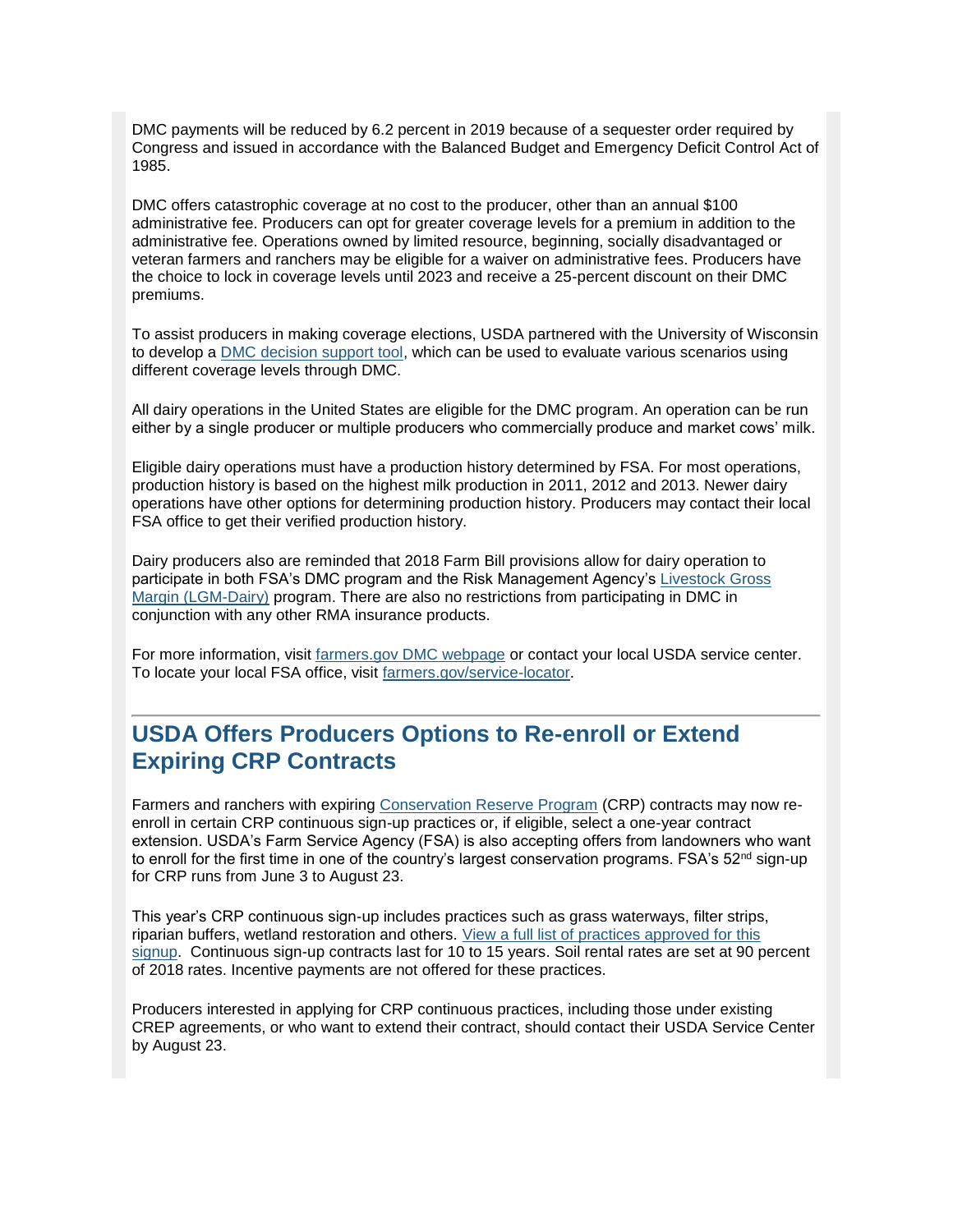DMC payments will be reduced by 6.2 percent in 2019 because of a sequester order required by Congress and issued in accordance with the Balanced Budget and Emergency Deficit Control Act of 1985.

DMC offers catastrophic coverage at no cost to the producer, other than an annual $100 administrative fee. Producers can opt for greater coverage levels for a premium in addition to the administrative fee. Operations owned by limited resource, beginning, socially disadvantaged or veteran farmers and ranchers may be eligible for a waiver on administrative fees. Producers have the choice to lock in coverage levels until 2023 and receive a 25-percent discount on their DMC premiums.

To assist producers in making coverage elections, USDA partnered with the University of Wisconsin to develop a DMC decision support tool, which can be used to evaluate various scenarios using different coverage levels through DMC.

All dairy operations in the United States are eligible for the DMC program. An operation can be run either by a single producer or multiple producers who commercially produce and market cows' milk.

Eligible dairy operations must have a production history determined by FSA. For most operations, production history is based on the highest milk production in 2011, 2012 and 2013. Newer dairy operations have other options for determining production history. Producers may contact their local FSA office to get their verified production history.

Dairy producers also are reminded that 2018 Farm Bill provisions allow for dairy operation to participate in both FSA's DMC program and the Risk Management Agency's Livestock Gross Margin (LGM-Dairy) program. There are also no restrictions from participating in DMC in conjunction with any other RMA insurance products.

For more information, visit farmers.gov DMC webpage or contact your local USDA service center. To locate your local FSA office, visit farmers.gov/service-locator.

## USDA Offers Producers Options to Re-enroll or Extend Expiring CRP Contracts

Farmers and ranchers with expiring Conservation Reserve Program (CRP) contracts may now re-enroll in certain CRP continuous sign-up practices or, if eligible, select a one-year contract extension. USDA's Farm Service Agency (FSA) is also accepting offers from landowners who want to enroll for the first time in one of the country's largest conservation programs. FSA's 52nd sign-up for CRP runs from June 3 to August 23.

This year's CRP continuous sign-up includes practices such as grass waterways, filter strips, riparian buffers, wetland restoration and others. View a full list of practices approved for this signup. Continuous sign-up contracts last for 10 to 15 years. Soil rental rates are set at 90 percent of 2018 rates. Incentive payments are not offered for these practices.

Producers interested in applying for CRP continuous practices, including those under existing CREP agreements, or who want to extend their contract, should contact their USDA Service Center by August 23.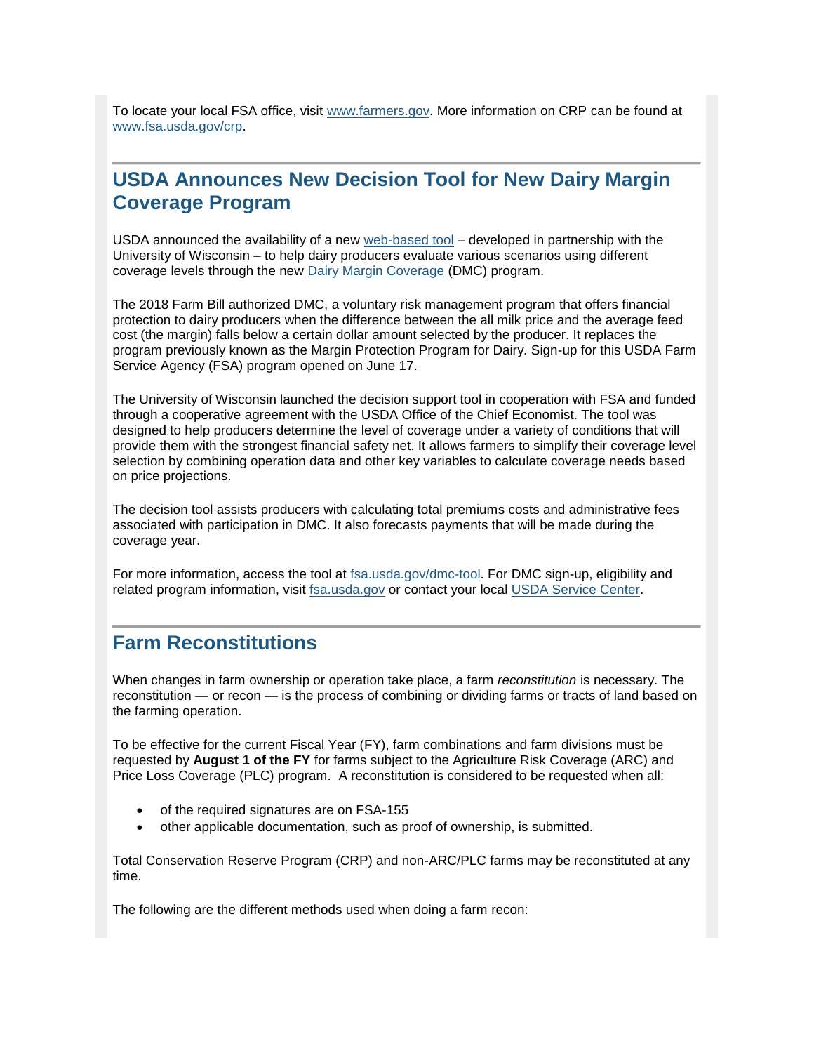To locate your local FSA office, visit [www.farmers.gov](www.farmers.gov). More information on CRP can be found at [www.fsa.usda.gov/crp](www.fsa.usda.gov/crp).

## USDA Announces New Decision Tool for New Dairy Margin Coverage Program

USDA announced the availability of a new web-based tool – developed in partnership with the University of Wisconsin – to help dairy producers evaluate various scenarios using different coverage levels through the new Dairy Margin Coverage (DMC) program.

The 2018 Farm Bill authorized DMC, a voluntary risk management program that offers financial protection to dairy producers when the difference between the all milk price and the average feed cost (the margin) falls below a certain dollar amount selected by the producer. It replaces the program previously known as the Margin Protection Program for Dairy. Sign-up for this USDA Farm Service Agency (FSA) program opened on June 17.

The University of Wisconsin launched the decision support tool in cooperation with FSA and funded through a cooperative agreement with the USDA Office of the Chief Economist. The tool was designed to help producers determine the level of coverage under a variety of conditions that will provide them with the strongest financial safety net. It allows farmers to simplify their coverage level selection by combining operation data and other key variables to calculate coverage needs based on price projections.

The decision tool assists producers with calculating total premiums costs and administrative fees associated with participation in DMC. It also forecasts payments that will be made during the coverage year.

For more information, access the tool at fsa.usda.gov/dmc-tool. For DMC sign-up, eligibility and related program information, visit fsa.usda.gov or contact your local USDA Service Center.

## Farm Reconstitutions

When changes in farm ownership or operation take place, a farm *reconstitution* is necessary. The reconstitution — or recon — is the process of combining or dividing farms or tracts of land based on the farming operation.

To be effective for the current Fiscal Year (FY), farm combinations and farm divisions must be requested by **August 1 of the FY** for farms subject to the Agriculture Risk Coverage (ARC) and Price Loss Coverage (PLC) program. A reconstitution is considered to be requested when all:

- of the required signatures are on FSA-155
- other applicable documentation, such as proof of ownership, is submitted.

Total Conservation Reserve Program (CRP) and non-ARC/PLC farms may be reconstituted at any time.

The following are the different methods used when doing a farm recon: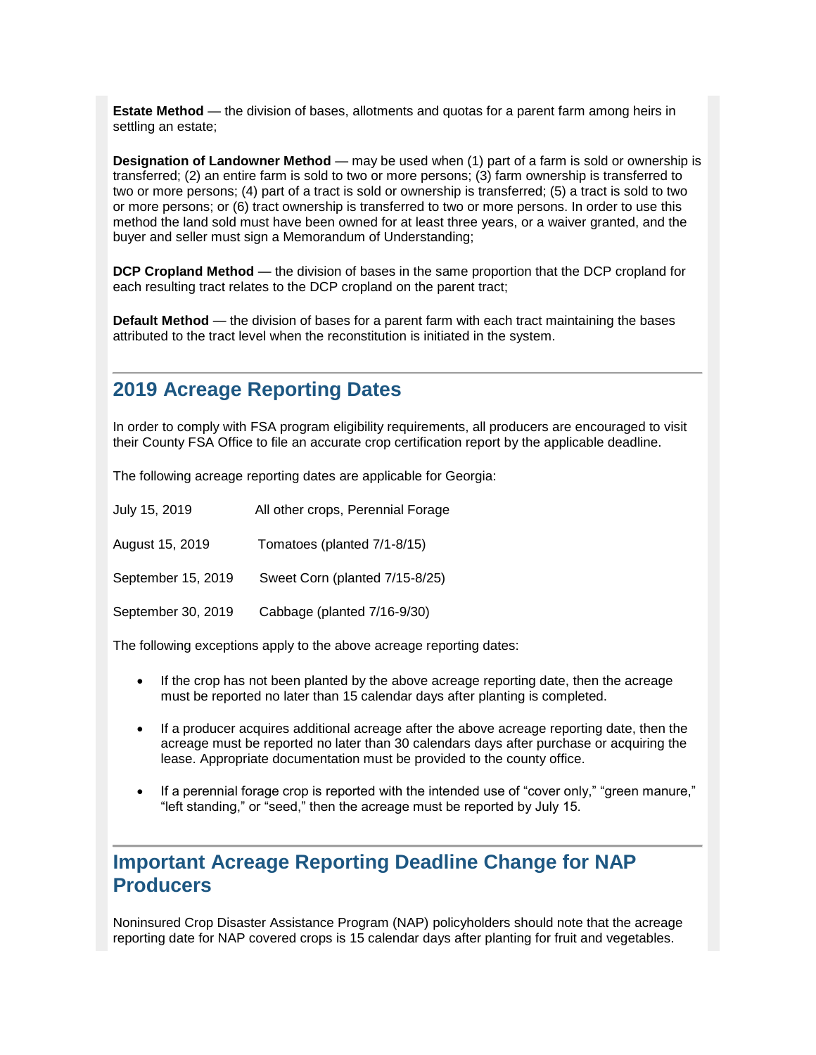**Estate Method** — the division of bases, allotments and quotas for a parent farm among heirs in settling an estate;

**Designation of Landowner Method** — may be used when (1) part of a farm is sold or ownership is transferred; (2) an entire farm is sold to two or more persons; (3) farm ownership is transferred to two or more persons; (4) part of a tract is sold or ownership is transferred; (5) a tract is sold to two or more persons; or (6) tract ownership is transferred to two or more persons. In order to use this method the land sold must have been owned for at least three years, or a waiver granted, and the buyer and seller must sign a Memorandum of Understanding;

**DCP Cropland Method** — the division of bases in the same proportion that the DCP cropland for each resulting tract relates to the DCP cropland on the parent tract;

**Default Method** — the division of bases for a parent farm with each tract maintaining the bases attributed to the tract level when the reconstitution is initiated in the system.

## 2019 Acreage Reporting Dates

In order to comply with FSA program eligibility requirements, all producers are encouraged to visit their County FSA Office to file an accurate crop certification report by the applicable deadline.

The following acreage reporting dates are applicable for Georgia:

| | |
|---|---|
| July 15, 2019 | All other crops, Perennial Forage |
| August 15, 2019 | Tomatoes (planted 7/1-8/15) |
| September 15, 2019 | Sweet Corn (planted 7/15-8/25) |
| September 30, 2019 | Cabbage (planted 7/16-9/30) |

The following exceptions apply to the above acreage reporting dates:

- If the crop has not been planted by the above acreage reporting date, then the acreage must be reported no later than 15 calendar days after planting is completed.
- If a producer acquires additional acreage after the above acreage reporting date, then the acreage must be reported no later than 30 calendars days after purchase or acquiring the lease. Appropriate documentation must be provided to the county office.
- If a perennial forage crop is reported with the intended use of "cover only," "green manure," "left standing," or "seed," then the acreage must be reported by July 15.

## Important Acreage Reporting Deadline Change for NAP Producers

Noninsured Crop Disaster Assistance Program (NAP) policyholders should note that the acreage reporting date for NAP covered crops is 15 calendar days after planting for fruit and vegetables.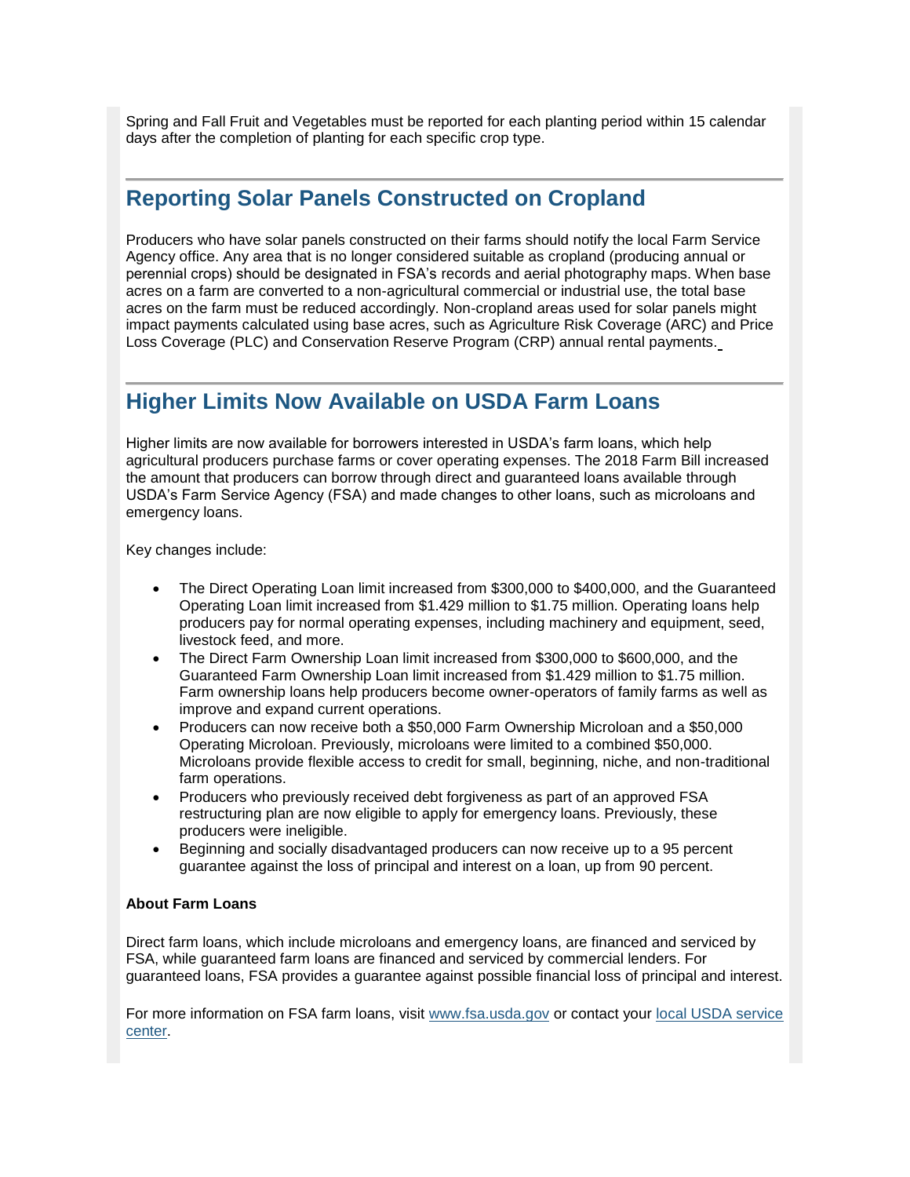Spring and Fall Fruit and Vegetables must be reported for each planting period within 15 calendar days after the completion of planting for each specific crop type.

## Reporting Solar Panels Constructed on Cropland

Producers who have solar panels constructed on their farms should notify the local Farm Service Agency office. Any area that is no longer considered suitable as cropland (producing annual or perennial crops) should be designated in FSA's records and aerial photography maps. When base acres on a farm are converted to a non-agricultural commercial or industrial use, the total base acres on the farm must be reduced accordingly. Non-cropland areas used for solar panels might impact payments calculated using base acres, such as Agriculture Risk Coverage (ARC) and Price Loss Coverage (PLC) and Conservation Reserve Program (CRP) annual rental payments.

## Higher Limits Now Available on USDA Farm Loans

Higher limits are now available for borrowers interested in USDA's farm loans, which help agricultural producers purchase farms or cover operating expenses. The 2018 Farm Bill increased the amount that producers can borrow through direct and guaranteed loans available through USDA's Farm Service Agency (FSA) and made changes to other loans, such as microloans and emergency loans.

Key changes include:

- The Direct Operating Loan limit increased from $300,000 to $400,000, and the Guaranteed Operating Loan limit increased from $1.429 million to $1.75 million. Operating loans help producers pay for normal operating expenses, including machinery and equipment, seed, livestock feed, and more.
- The Direct Farm Ownership Loan limit increased from $300,000 to $600,000, and the Guaranteed Farm Ownership Loan limit increased from $1.429 million to $1.75 million. Farm ownership loans help producers become owner-operators of family farms as well as improve and expand current operations.
- Producers can now receive both a $50,000 Farm Ownership Microloan and a $50,000 Operating Microloan. Previously, microloans were limited to a combined $50,000. Microloans provide flexible access to credit for small, beginning, niche, and non-traditional farm operations.
- Producers who previously received debt forgiveness as part of an approved FSA restructuring plan are now eligible to apply for emergency loans. Previously, these producers were ineligible.
- Beginning and socially disadvantaged producers can now receive up to a 95 percent guarantee against the loss of principal and interest on a loan, up from 90 percent.

**About Farm Loans**

Direct farm loans, which include microloans and emergency loans, are financed and serviced by FSA, while guaranteed farm loans are financed and serviced by commercial lenders. For guaranteed loans, FSA provides a guarantee against possible financial loss of principal and interest.

For more information on FSA farm loans, visit www.fsa.usda.gov or contact your local USDA service center.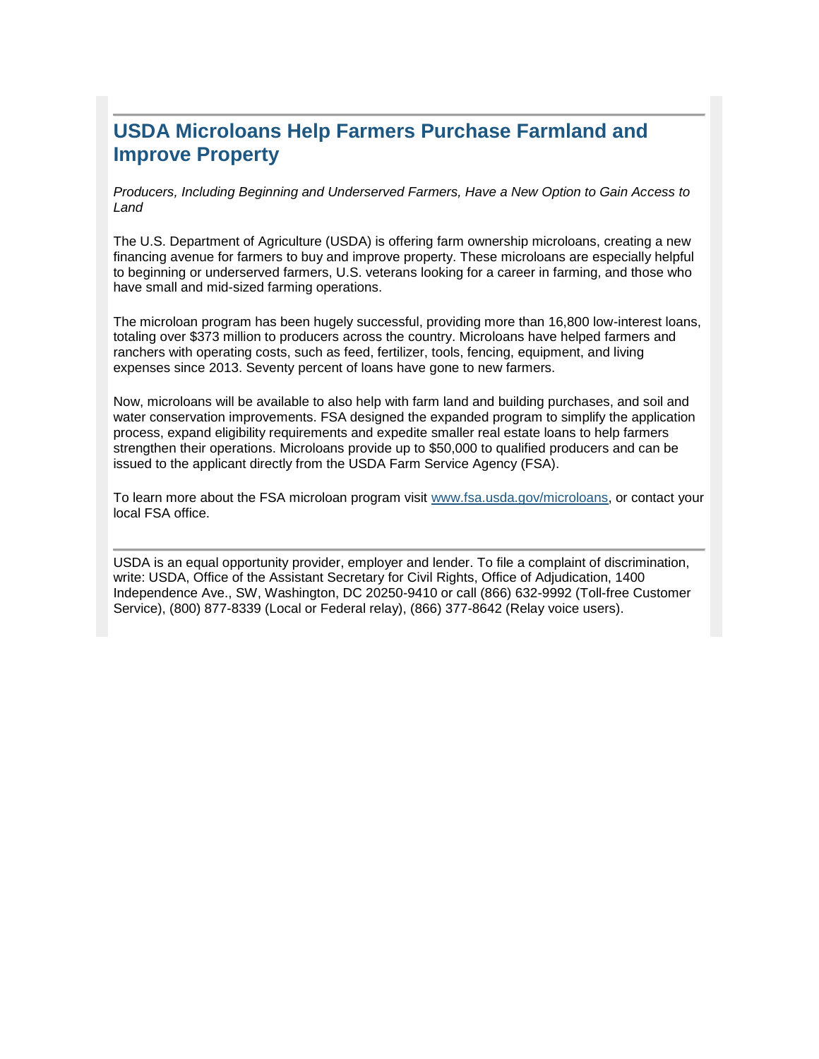## USDA Microloans Help Farmers Purchase Farmland and Improve Property

*Producers, Including Beginning and Underserved Farmers, Have a New Option to Gain Access to Land*

The U.S. Department of Agriculture (USDA) is offering farm ownership microloans, creating a new financing avenue for farmers to buy and improve property. These microloans are especially helpful to beginning or underserved farmers, U.S. veterans looking for a career in farming, and those who have small and mid-sized farming operations.

The microloan program has been hugely successful, providing more than 16,800 low-interest loans, totaling over $373 million to producers across the country. Microloans have helped farmers and ranchers with operating costs, such as feed, fertilizer, tools, fencing, equipment, and living expenses since 2013. Seventy percent of loans have gone to new farmers.

Now, microloans will be available to also help with farm land and building purchases, and soil and water conservation improvements. FSA designed the expanded program to simplify the application process, expand eligibility requirements and expedite smaller real estate loans to help farmers strengthen their operations. Microloans provide up to $50,000 to qualified producers and can be issued to the applicant directly from the USDA Farm Service Agency (FSA).

To learn more about the FSA microloan program visit [www.fsa.usda.gov/microloans](http://www.fsa.usda.gov/microloans), or contact your local FSA office.

---

USDA is an equal opportunity provider, employer and lender. To file a complaint of discrimination, write: USDA, Office of the Assistant Secretary for Civil Rights, Office of Adjudication, 1400 Independence Ave., SW, Washington, DC 20250-9410 or call (866) 632-9992 (Toll-free Customer Service), (800) 877-8339 (Local or Federal relay), (866) 377-8642 (Relay voice users).